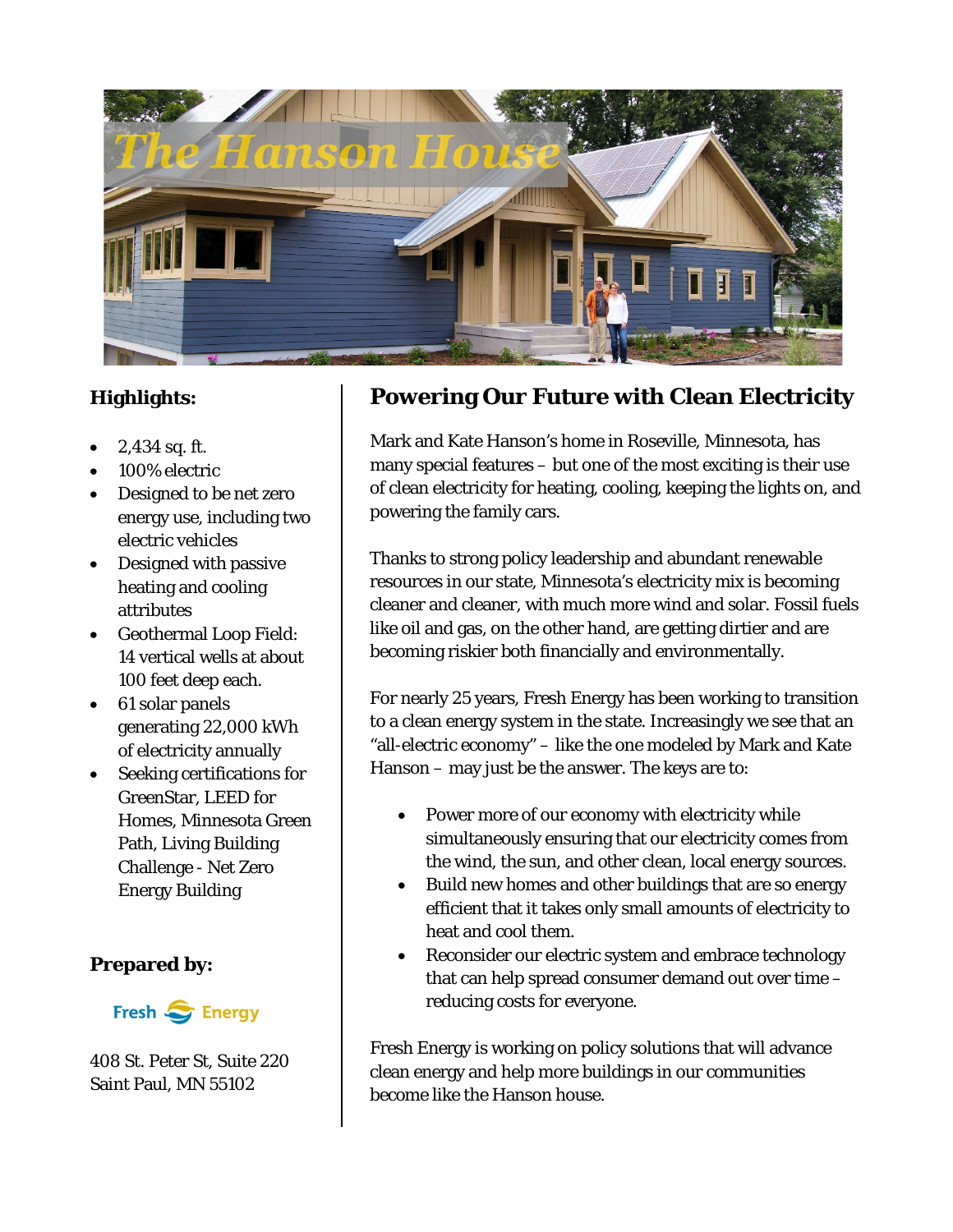# The Hanson House

### Highlights:

- 2,434 sq. ft.
- 100% electric
- Designed to be net zero energy use, including two electric vehicles
- Designed with passive heating and cooling attributes
- Geothermal Loop Field: 14 vertical wells at about 100 feet deep each.
- 61 solar panels generating 22,000 kWh of electricity annually
- Seeking certifications for GreenStar, LEED for Homes, Minnesota Green Path, Living Building Challenge - Net Zero Energy Building

### Prepared by:

Fresh Energy

408 St. Peter St, Suite 220
Saint Paul, MN 55102

## Powering Our Future with Clean Electricity

Mark and Kate Hanson's home in Roseville, Minnesota, has many special features – but one of the most exciting is their use of clean electricity for heating, cooling, keeping the lights on, and powering the family cars.

Thanks to strong policy leadership and abundant renewable resources in our state, Minnesota's electricity mix is becoming cleaner and cleaner, with much more wind and solar. Fossil fuels like oil and gas, on the other hand, are getting dirtier and are becoming riskier both financially and environmentally.

For nearly 25 years, Fresh Energy has been working to transition to a clean energy system in the state. Increasingly we see that an "all-electric economy" – like the one modeled by Mark and Kate Hanson – may just be the answer. The keys are to:

- Power more of our economy with electricity while simultaneously ensuring that our electricity comes from the wind, the sun, and other clean, local energy sources.
- Build new homes and other buildings that are so energy efficient that it takes only small amounts of electricity to heat and cool them.
- Reconsider our electric system and embrace technology that can help spread consumer demand out over time – reducing costs for everyone.

Fresh Energy is working on policy solutions that will advance clean energy and help more buildings in our communities become like the Hanson house.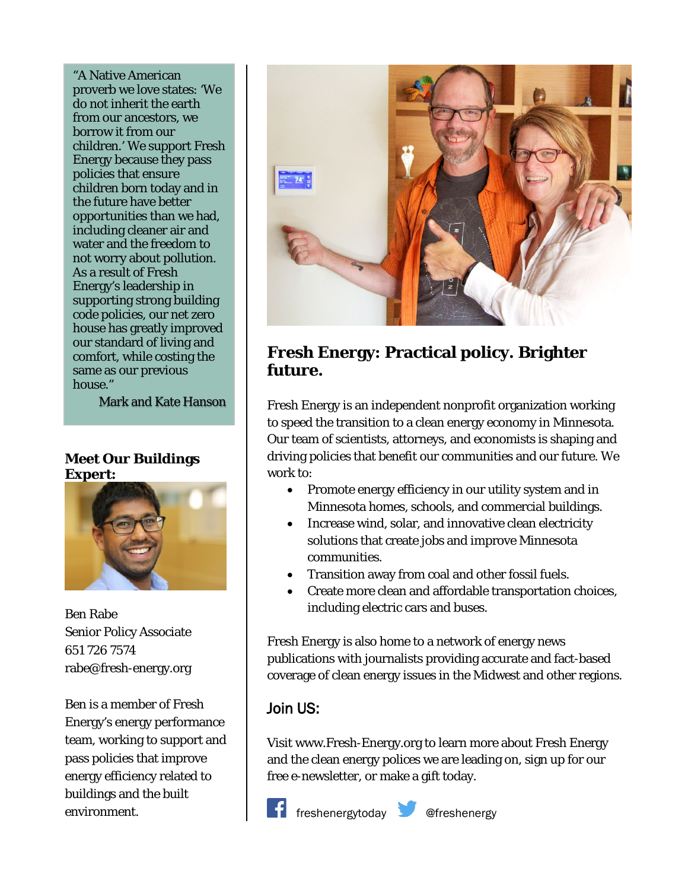"A Native American proverb we love states: 'We do not inherit the earth from our ancestors, we borrow it from our children.' We support Fresh Energy because they pass policies that ensure children born today and in the future have better opportunities than we had, including cleaner air and water and the freedom to not worry about pollution. As a result of Fresh Energy's leadership in supporting strong building code policies, our net zero house has greatly improved our standard of living and comfort, while costing the same as our previous house."

Mark and Kate Hanson

### Meet Our Buildings Expert:

Ben Rabe
Senior Policy Associate
651 726 7574
rabe@fresh-energy.org

Ben is a member of Fresh Energy's energy performance team, working to support and pass policies that improve energy efficiency related to buildings and the built environment.

## Fresh Energy: Practical policy. Brighter future.

Fresh Energy is an independent nonprofit organization working to speed the transition to a clean energy economy in Minnesota. Our team of scientists, attorneys, and economists is shaping and driving policies that benefit our communities and our future. We work to:

- Promote energy efficiency in our utility system and in Minnesota homes, schools, and commercial buildings.
- Increase wind, solar, and innovative clean electricity solutions that create jobs and improve Minnesota communities.
- Transition away from coal and other fossil fuels.
- Create more clean and affordable transportation choices, including electric cars and buses.

Fresh Energy is also home to a network of energy news publications with journalists providing accurate and fact-based coverage of clean energy issues in the Midwest and other regions.

### Join US:

Visit www.Fresh-Energy.org to learn more about Fresh Energy and the clean energy polices we are leading on, sign up for our free e-newsletter, or make a gift today.

freshenergytoday @freshenergy